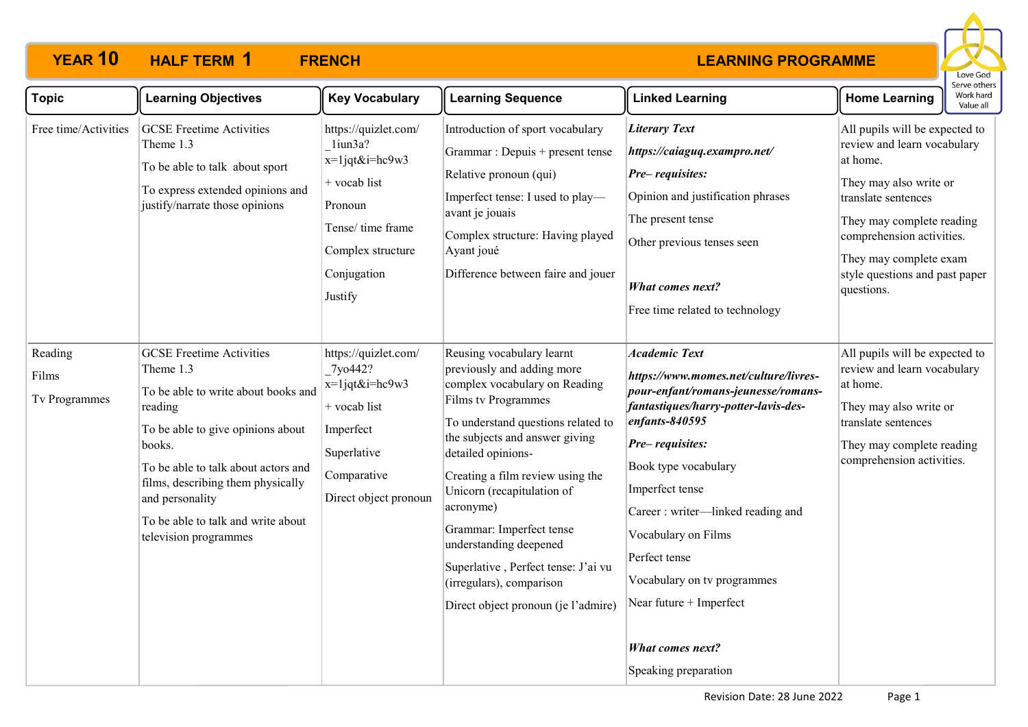# YEAR 10 HALF TERM 1 FRENCH LEARNING PROGRAMME

| Topic | Learning Objectives | Key Vocabulary | Learning Sequence | Linked Learning | Home Learning |
|---|---|---|---|---|---|
| Free time/Activities | GCSE Freetime Activities Theme 1.3<br>To be able to talk about sport<br>To express extended opinions and justify/narrate those opinions | https://quizlet.com/_1iun3a?x=1jqt&i=hc9w3<br>+ vocab list<br>Pronoun<br>Tense/ time frame<br>Complex structure<br>Conjugation<br>Justify | Introduction of sport vocabulary<br>Grammar : Depuis + present tense<br>Relative pronoun (qui)<br>Imperfect tense: I used to play—avant je jouais<br>Complex structure: Having played Ayant joué<br>Difference between faire and jouer | ***Literary Text***<br>***https://caiaguq.exampro.net/***<br>***Pre– requisites:***<br>Opinion and justification phrases<br>The present tense<br>Other previous tenses seen<br>***What comes next?***<br>Free time related to technology | All pupils will be expected to review and learn vocabulary at home.<br>They may also write or translate sentences<br>They may complete reading comprehension activities.<br>They may complete exam style questions and past paper questions. |
| Reading<br>Films<br>Tv Programmes | GCSE Freetime Activities Theme 1.3<br>To be able to write about books and reading<br>To be able to give opinions about books.<br>To be able to talk about actors and films, describing them physically and personality<br>To be able to talk and write about television programmes | https://quizlet.com/_7yo442?x=1jqt&i=hc9w3<br>+ vocab list<br>Imperfect<br>Superlative<br>Comparative<br>Direct object pronoun | Reusing vocabulary learnt previously and adding more complex vocabulary on Reading Films tv Programmes<br>To understand questions related to the subjects and answer giving detailed opinions-<br>Creating a film review using the Unicorn (recapitulation of acronyme)<br>Grammar: Imperfect tense understanding deepened<br>Superlative , Perfect tense: J'ai vu (irregulars), comparison<br>Direct object pronoun (je l'admire) | ***Academic Text***<br>***https://www.momes.net/culture/livres-pour-enfant/romans-jeunesse/romans-fantastiques/harry-potter-lavis-des-enfants-840595***<br>***Pre– requisites:***<br>Book type vocabulary<br>Imperfect tense<br>Career : writer—linked reading and<br>Vocabulary on Films<br>Perfect tense<br>Vocabulary on tv programmes<br>Near future + Imperfect<br>***What comes next?***<br>Speaking preparation | All pupils will be expected to review and learn vocabulary at home.<br>They may also write or translate sentences<br>They may complete reading comprehension activities. |

Revision Date: 28 June 2022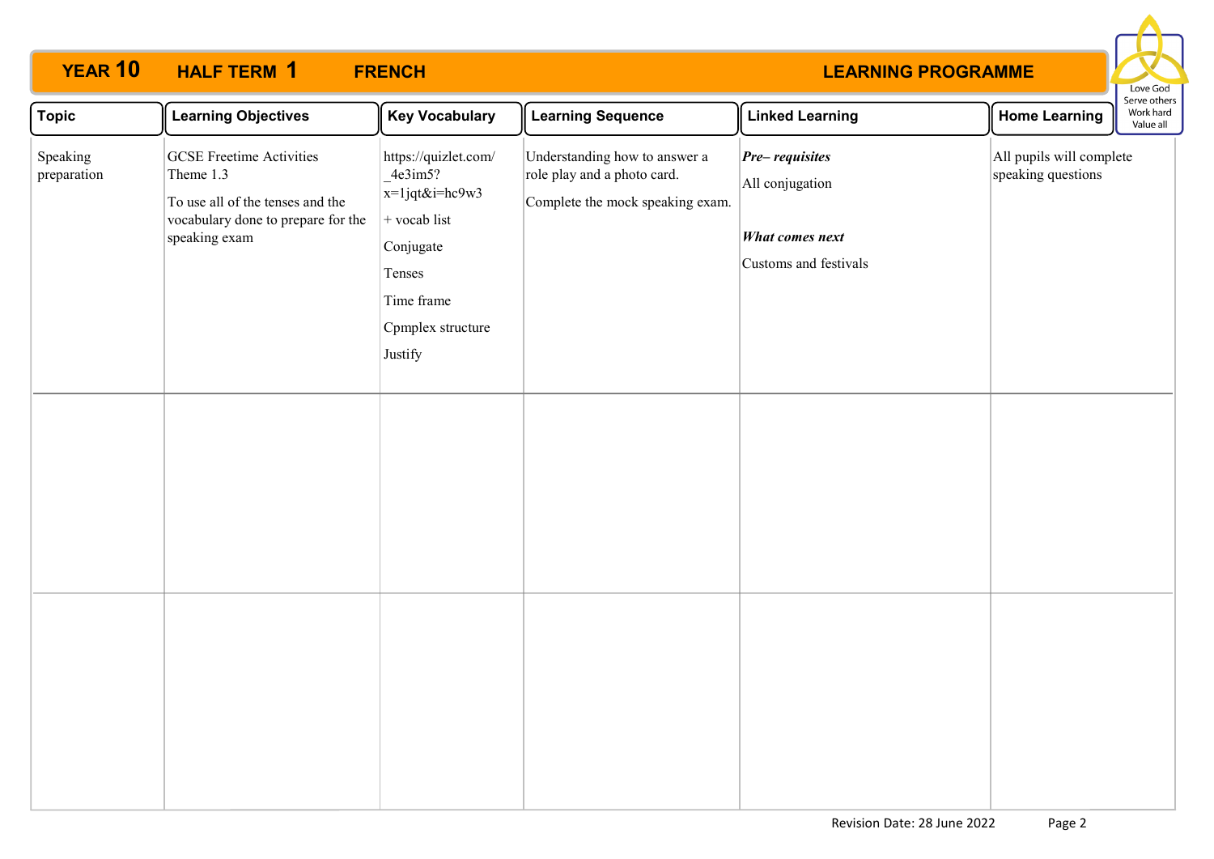# YEAR 10 HALF TERM 1 FRENCH LEARNING PROGRAMME

Love God
Serve others
Work hard
Value all

| Topic | Learning Objectives | Key Vocabulary | Learning Sequence | Linked Learning | Home Learning |
|---|---|---|---|---|---|
| Speaking preparation | GCSE Freetime Activities Theme 1.3<br><br>To use all of the tenses and the vocabulary done to prepare for the speaking exam | https://quizlet.com/_4e3im5?x=1jqt&i=hc9w3<br><br>+ vocab list<br><br>Conjugate<br><br>Tenses<br><br>Time frame<br><br>Cpmplex structure<br><br>Justify | Understanding how to answer a role play and a photo card.<br><br>Complete the mock speaking exam. | ***Pre– requisites***<br><br>All conjugation<br><br>***What comes next***<br><br>Customs and festivals | All pupils will complete speaking questions |
| | | | | | |
| | | | | | |

Revision Date: 28 June 2022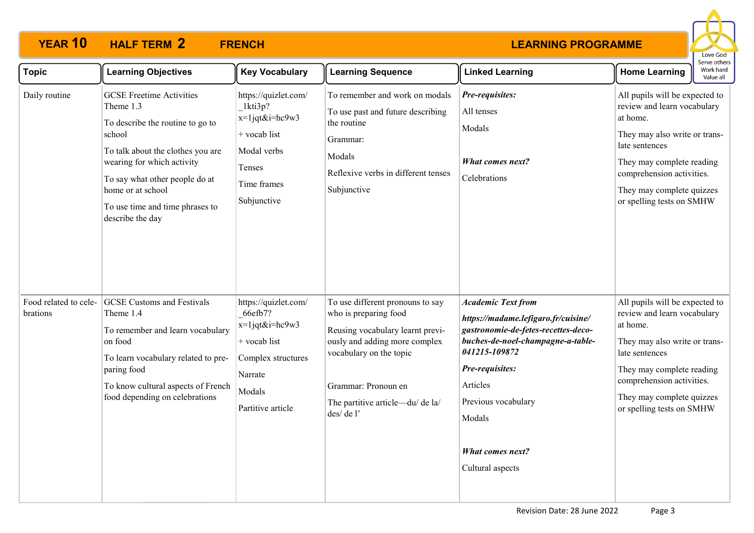# YEAR 10 HALF TERM 2 FRENCH — LEARNING PROGRAMME

Love God
Serve others
Work hard
Value all

| Topic | Learning Objectives | Key Vocabulary | Learning Sequence | Linked Learning | Home Learning |
|---|---|---|---|---|---|
| Daily routine | GCSE Freetime Activities Theme 1.3<br><br>To describe the routine to go to school<br><br>To talk about the clothes you are wearing for which activity<br><br>To say what other people do at home or at school<br><br>To use time and time phrases to describe the day | https://quizlet.com/_1kti3p?x=1jqt&i=hc9w3<br><br>+ vocab list<br><br>Modal verbs<br><br>Tenses<br><br>Time frames<br><br>Subjunctive | To remember and work on modals<br><br>To use past and future describing the routine<br><br>Grammar:<br><br>Modals<br><br>Reflexive verbs in different tenses<br><br>Subjunctive | ***Pre-requisites:***<br><br>All tenses<br><br>Modals<br><br>***What comes next?***<br><br>Celebrations | All pupils will be expected to review and learn vocabulary at home.<br><br>They may also write or translate sentences<br><br>They may complete reading comprehension activities.<br><br>They may complete quizzes or spelling tests on SMHW |
| Food related to celebrations | GCSE Customs and Festivals Theme 1.4<br><br>To remember and learn vocabulary on food<br><br>To learn vocabulary related to preparing food<br><br>To know cultural aspects of French food depending on celebrations | https://quizlet.com/_66efb7?x=1jqt&i=hc9w3<br><br>+ vocab list<br><br>Complex structures<br><br>Narrate<br><br>Modals<br><br>Partitive article | To use different pronouns to say who is preparing food<br><br>Reusing vocabulary learnt previously and adding more complex vocabulary on the topic<br><br>Grammar: Pronoun en<br><br>The partitive article—du/ de la/ des/ de l' | ***Academic Text from***<br><br>***https://madame.lefigaro.fr/cuisine/gastronomie-de-fetes-recettes-deco-buches-de-noel-champagne-a-table-041215-109872***<br><br>***Pre-requisites:***<br><br>Articles<br><br>Previous vocabulary<br><br>Modals<br><br>***What comes next?***<br><br>Cultural aspects | All pupils will be expected to review and learn vocabulary at home.<br><br>They may also write or translate sentences<br><br>They may complete reading comprehension activities.<br><br>They may complete quizzes or spelling tests on SMHW |

Revision Date: 28 June 2022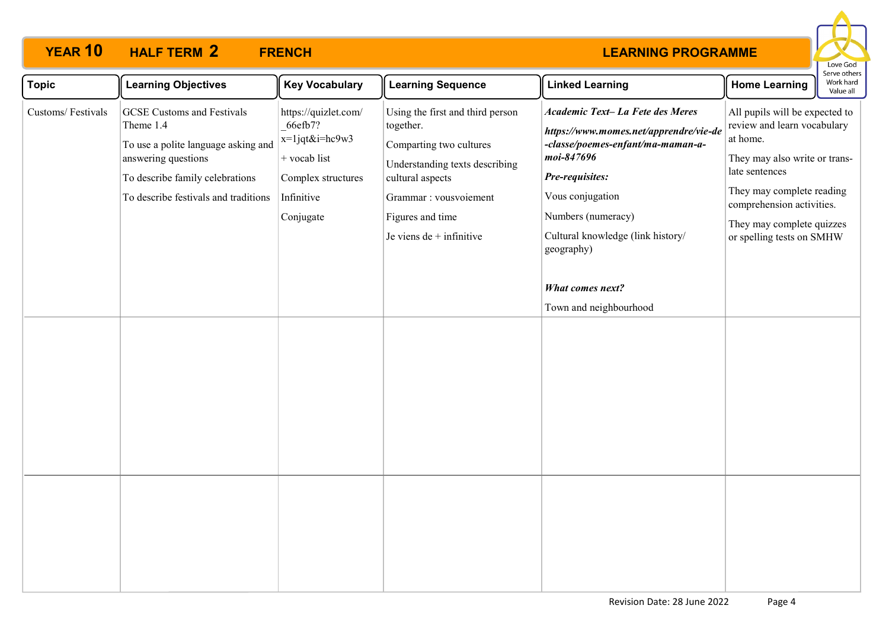# YEAR 10 HALF TERM 2 FRENCH LEARNING PROGRAMME

| Topic | Learning Objectives | Key Vocabulary | Learning Sequence | Linked Learning | Home Learning |
|---|---|---|---|---|---|
| Customs/ Festivals | GCSE Customs and Festivals Theme 1.4<br>To use a polite language asking and answering questions<br>To describe family celebrations<br>To describe festivals and traditions | https://quizlet.com/_66efb7?x=1jqt&i=hc9w3<br>+ vocab list<br>Complex structures<br>Infinitive<br>Conjugate | Using the first and third person together.<br>Comparting two cultures<br>Understanding texts describing cultural aspects<br>Grammar : vousvoiement<br>Figures and time<br>Je viens de + infinitive | ***Academic Text– La Fete des Meres***<br>***https://www.momes.net/apprendre/vie-de-classe/poemes-enfant/ma-maman-a-moi-847696***<br>***Pre-requisites:***<br>Vous conjugation<br>Numbers (numeracy)<br>Cultural knowledge (link history/ geography)<br><br>***What comes next?***<br>Town and neighbourhood | All pupils will be expected to review and learn vocabulary at home.<br>They may also write or translate sentences<br>They may complete reading comprehension activities.<br>They may complete quizzes or spelling tests on SMHW |
| | | | | | |
| | | | | | |

Revision Date: 28 June 2022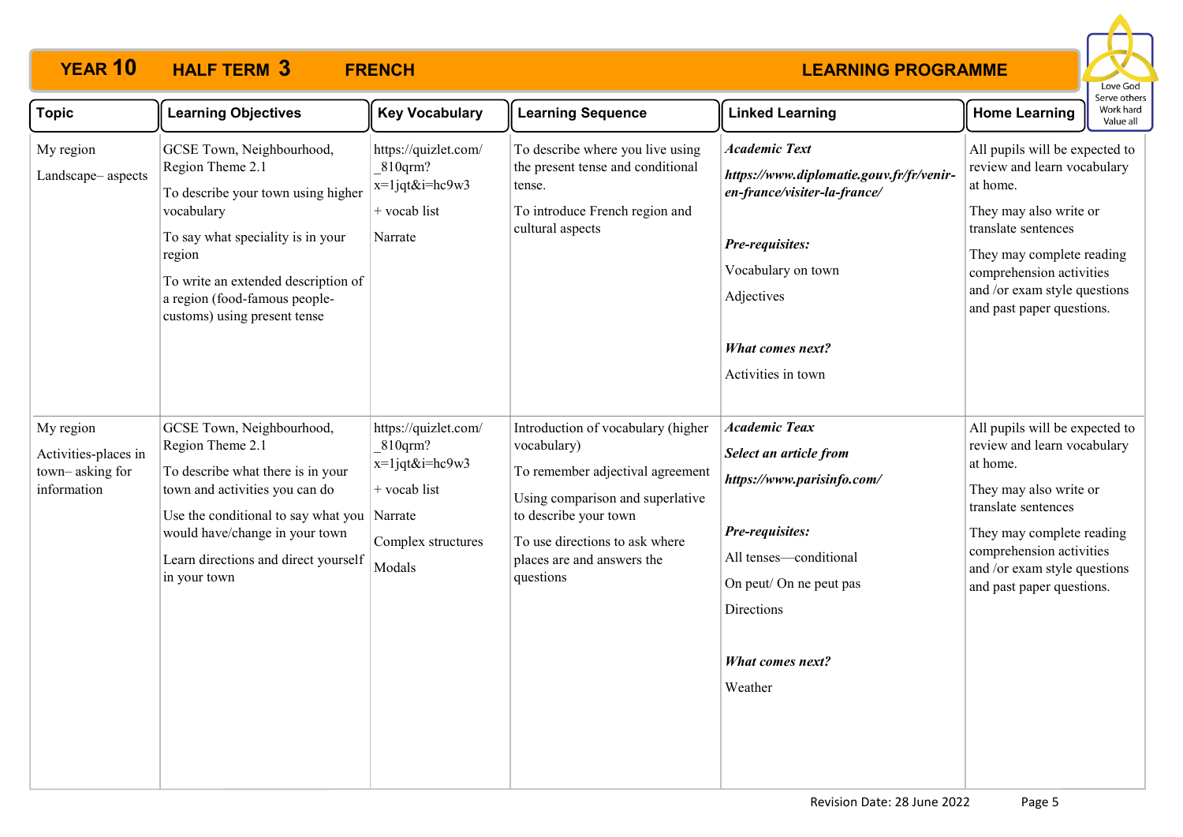# YEAR 10 HALF TERM 3 FRENCH — LEARNING PROGRAMME

Love God
Serve others
Work hard
Value all

| Topic | Learning Objectives | Key Vocabulary | Learning Sequence | Linked Learning | Home Learning |
|---|---|---|---|---|---|
| My region<br><br>Landscape– aspects | GCSE Town, Neighbourhood, Region Theme 2.1<br><br>To describe your town using higher vocabulary<br><br>To say what speciality is in your region<br><br>To write an extended description of a region (food-famous people-customs) using present tense | https://quizlet.com/_810qrm?x=1jqt&i=hc9w3<br><br>+ vocab list<br><br>Narrate | To describe where you live using the present tense and conditional tense.<br><br>To introduce French region and cultural aspects | ***Academic Text***<br><br>***https://www.diplomatie.gouv.fr/fr/venir-en-france/visiter-la-france/***<br><br>***Pre-requisites:***<br><br>Vocabulary on town<br><br>Adjectives<br><br>***What comes next?***<br><br>Activities in town | All pupils will be expected to review and learn vocabulary at home.<br><br>They may also write or translate sentences<br><br>They may complete reading comprehension activities and /or exam style questions and past paper questions. |
| My region<br><br>Activities-places in town– asking for information | GCSE Town, Neighbourhood, Region Theme 2.1<br><br>To describe what there is in your town and activities you can do<br><br>Use the conditional to say what you would have/change in your town<br><br>Learn directions and direct yourself in your town | https://quizlet.com/_810qrm?x=1jqt&i=hc9w3<br><br>+ vocab list<br><br>Narrate<br><br>Complex structures<br><br>Modals | Introduction of vocabulary (higher vocabulary)<br><br>To remember adjectival agreement<br><br>Using comparison and superlative to describe your town<br><br>To use directions to ask where places are and answers the questions | ***Academic Teax***<br><br>***Select an article from***<br><br>***https://www.parisinfo.com/***<br><br>***Pre-requisites:***<br><br>All tenses—conditional<br><br>On peut/ On ne peut pas<br><br>Directions<br><br>***What comes next?***<br><br>Weather | All pupils will be expected to review and learn vocabulary at home.<br><br>They may also write or translate sentences<br><br>They may complete reading comprehension activities and /or exam style questions and past paper questions. |

Revision Date: 28 June 2022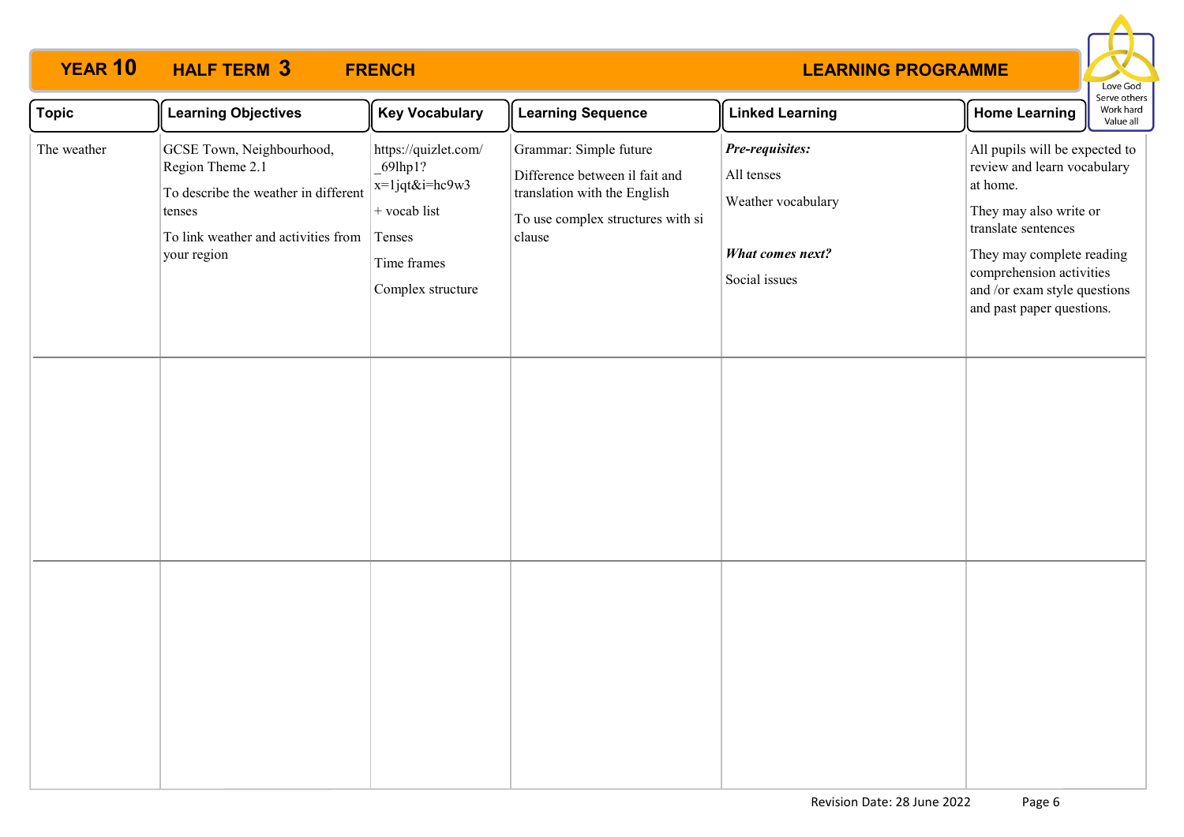# YEAR 10 HALF TERM 3 FRENCH LEARNING PROGRAMME

Love God
Serve others
Work hard
Value all

| Topic | Learning Objectives | Key Vocabulary | Learning Sequence | Linked Learning | Home Learning |
|---|---|---|---|---|---|
| The weather | GCSE Town, Neighbourhood, Region Theme 2.1<br>To describe the weather in different tenses<br>To link weather and activities from your region | https://quizlet.com/_69lhp1?x=1jqt&i=hc9w3<br>+ vocab list<br>Tenses<br>Time frames<br>Complex structure | Grammar: Simple future<br>Difference between il fait and translation with the English<br>To use complex structures with si clause | ***Pre-requisites:***<br>All tenses<br>Weather vocabulary<br>***What comes next?***<br>Social issues | All pupils will be expected to review and learn vocabulary at home.<br>They may also write or translate sentences<br>They may complete reading comprehension activities and /or exam style questions and past paper questions. |
| | | | | | |
| | | | | | |

Revision Date: 28 June 2022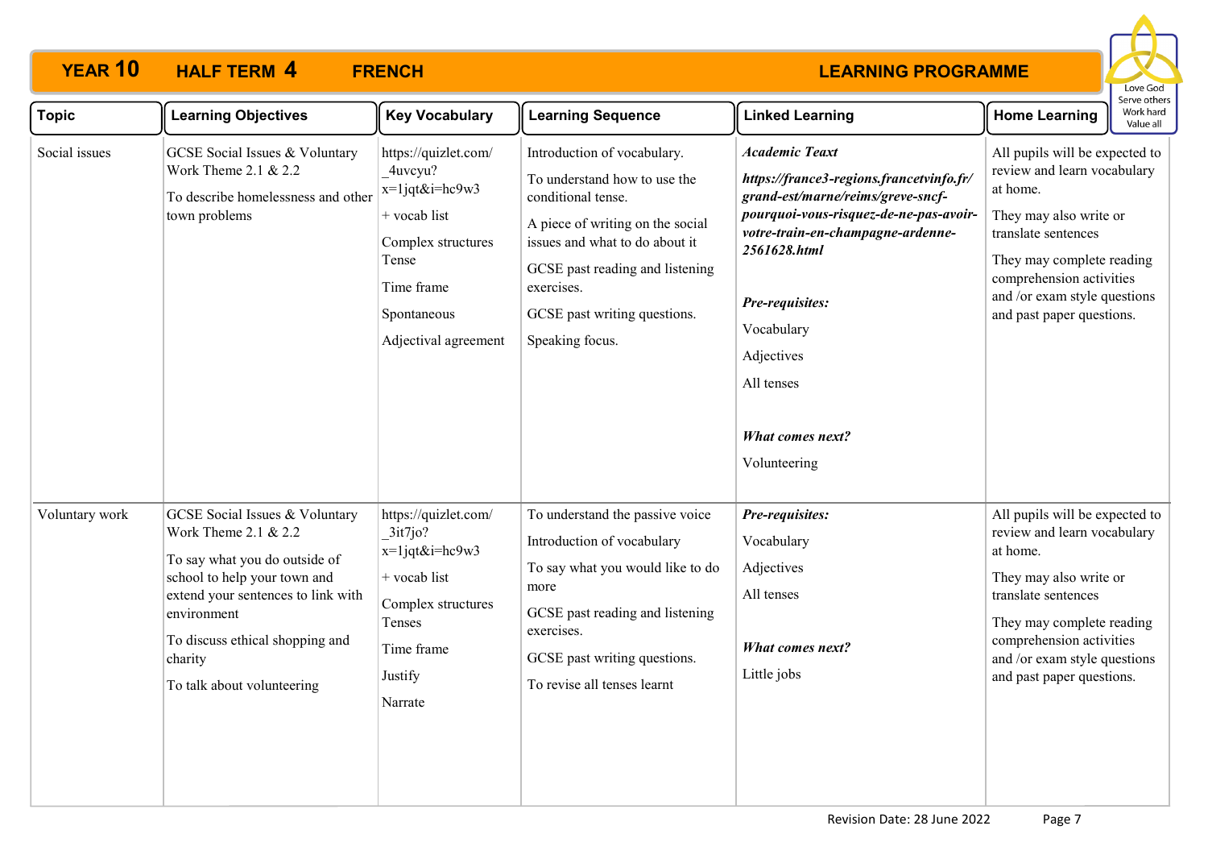# YEAR 10 HALF TERM 4 FRENCH LEARNING PROGRAMME

Love God Serve others Work hard Value all

| Topic | Learning Objectives | Key Vocabulary | Learning Sequence | Linked Learning | Home Learning |
|---|---|---|---|---|---|
| Social issues | GCSE Social Issues & Voluntary Work Theme 2.1 & 2.2<br>To describe homelessness and other town problems | https://quizlet.com/_4uvcyu?x=1jqt&i=hc9w3<br>+ vocab list<br>Complex structures Tense<br>Time frame<br>Spontaneous<br>Adjectival agreement | Introduction of vocabulary.<br>To understand how to use the conditional tense.<br>A piece of writing on the social issues and what to do about it<br>GCSE past reading and listening exercises.<br>GCSE past writing questions.<br>Speaking focus. | ***Academic Teaxt***<br>***https://france3-regions.francetvinfo.fr/grand-est/marne/reims/greve-sncf-pourquoi-vous-risquez-de-ne-pas-avoir-votre-train-en-champagne-ardenne-2561628.html***<br>***Pre-requisites:***<br>Vocabulary<br>Adjectives<br>All tenses<br>***What comes next?***<br>Volunteering | All pupils will be expected to review and learn vocabulary at home.<br>They may also write or translate sentences<br>They may complete reading comprehension activities and /or exam style questions and past paper questions. |
| Voluntary work | GCSE Social Issues & Voluntary Work Theme 2.1 & 2.2<br>To say what you do outside of school to help your town and extend your sentences to link with environment<br>To discuss ethical shopping and charity<br>To talk about volunteering | https://quizlet.com/_3it7jo?x=1jqt&i=hc9w3<br>+ vocab list<br>Complex structures Tenses<br>Time frame<br>Justify<br>Narrate | To understand the passive voice<br>Introduction of vocabulary<br>To say what you would like to do more<br>GCSE past reading and listening exercises.<br>GCSE past writing questions.<br>To revise all tenses learnt | ***Pre-requisites:***<br>Vocabulary<br>Adjectives<br>All tenses<br>***What comes next?***<br>Little jobs | All pupils will be expected to review and learn vocabulary at home.<br>They may also write or translate sentences<br>They may complete reading comprehension activities and /or exam style questions and past paper questions. |

Revision Date: 28 June 2022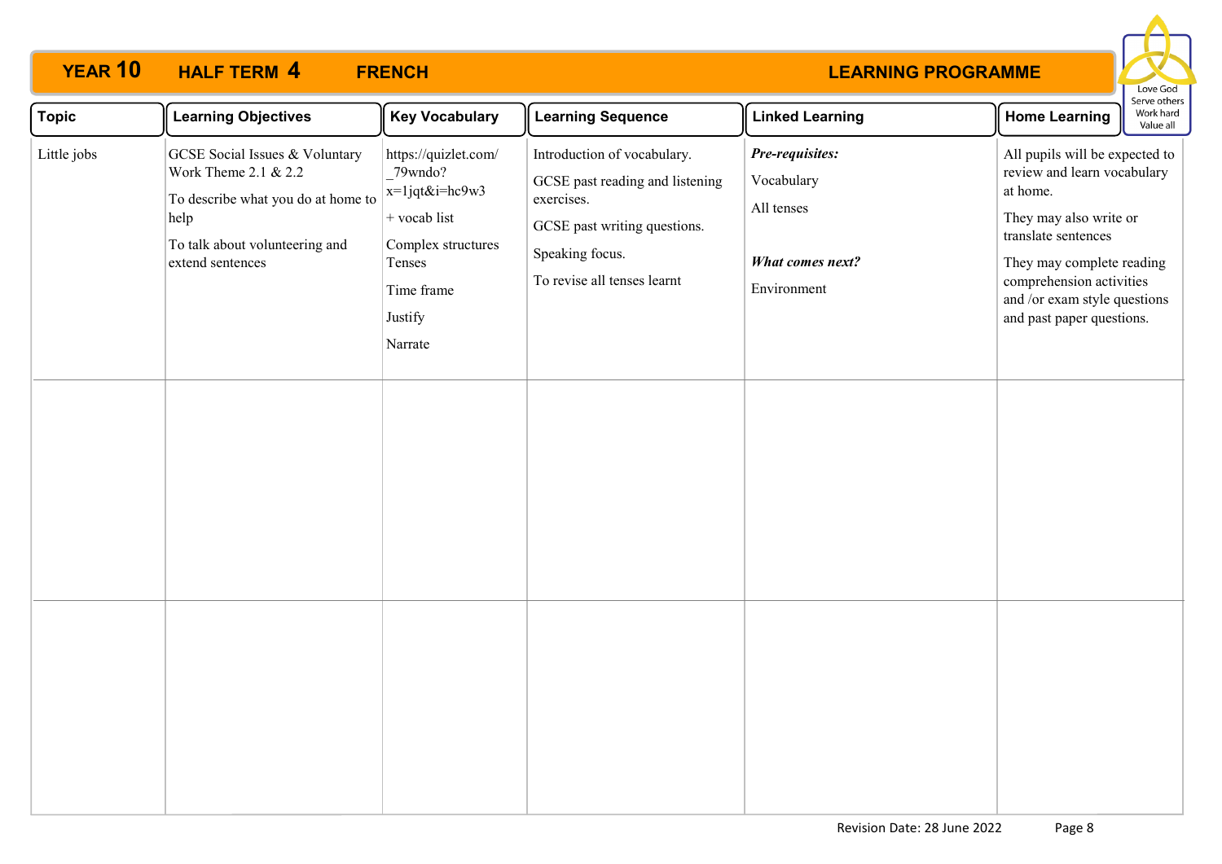# YEAR 10 HALF TERM 4 FRENCH LEARNING PROGRAMME

Love God
Serve others
Work hard
Value all

| Topic | Learning Objectives | Key Vocabulary | Learning Sequence | Linked Learning | Home Learning |
|---|---|---|---|---|---|
| Little jobs | GCSE Social Issues & Voluntary Work Theme 2.1 & 2.2<br><br>To describe what you do at home to help<br><br>To talk about volunteering and extend sentences | https://quizlet.com/_79wndo?x=1jqt&i=hc9w3<br><br>+ vocab list<br><br>Complex structures Tenses<br><br>Time frame<br><br>Justify<br><br>Narrate | Introduction of vocabulary.<br><br>GCSE past reading and listening exercises.<br><br>GCSE past writing questions.<br><br>Speaking focus.<br><br>To revise all tenses learnt | ***Pre-requisites:***<br><br>Vocabulary<br><br>All tenses<br><br>***What comes next?***<br><br>Environment | All pupils will be expected to review and learn vocabulary at home.<br><br>They may also write or translate sentences<br><br>They may complete reading comprehension activities and /or exam style questions and past paper questions. |
| | | | | | |
| | | | | | |

Revision Date: 28 June 2022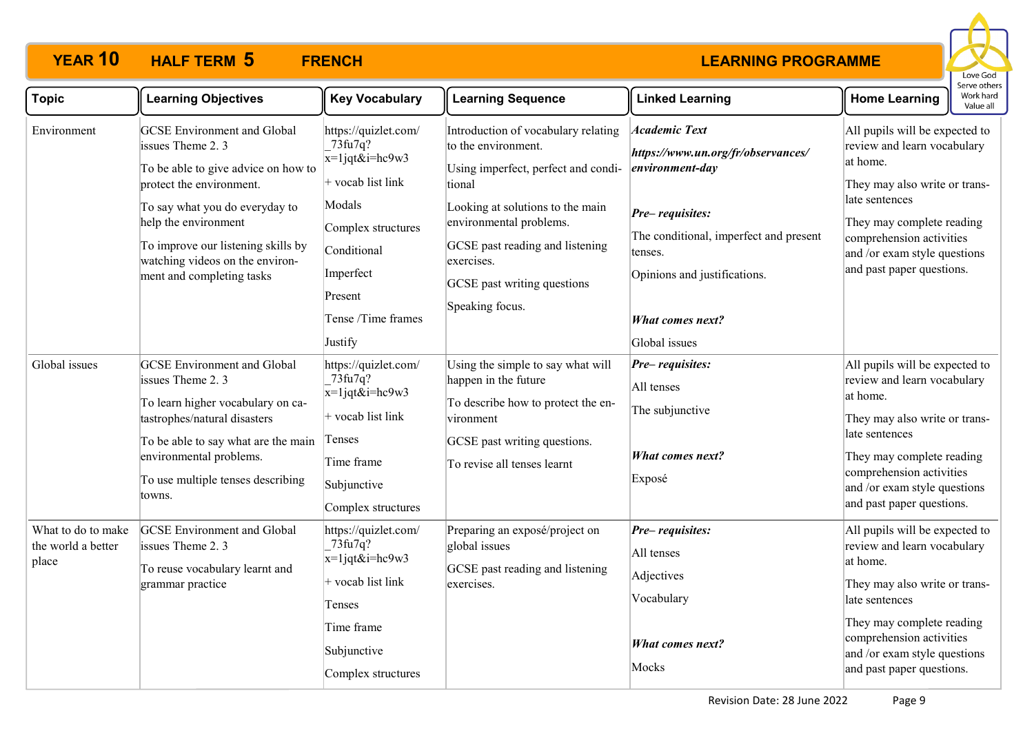# YEAR 10 HALF TERM 5 FRENCH LEARNING PROGRAMME

| Topic | Learning Objectives | Key Vocabulary | Learning Sequence | Linked Learning | Home Learning |
|---|---|---|---|---|---|
| Environment | GCSE Environment and Global issues Theme 2. 3<br><br>To be able to give advice on how to protect the environment.<br><br>To say what you do everyday to help the environment<br><br>To improve our listening skills by watching videos on the environment and completing tasks | https://quizlet.com/_73fu7q?x=1jqt&i=hc9w3<br><br>+ vocab list link<br><br>Modals<br><br>Complex structures<br><br>Conditional<br><br>Imperfect<br><br>Present<br><br>Tense /Time frames<br><br>Justify | Introduction of vocabulary relating to the environment.<br><br>Using imperfect, perfect and conditional<br><br>Looking at solutions to the main environmental problems.<br><br>GCSE past reading and listening exercises.<br><br>GCSE past writing questions<br><br>Speaking focus. | ***Academic Text***<br><br>***https://www.un.org/fr/observances/environment-day***<br><br>***Pre– requisites:***<br><br>The conditional, imperfect and present tenses.<br><br>Opinions and justifications.<br><br>***What comes next?***<br><br>Global issues | All pupils will be expected to review and learn vocabulary at home.<br><br>They may also write or translate sentences<br><br>They may complete reading comprehension activities and /or exam style questions and past paper questions. |
| Global issues | GCSE Environment and Global issues Theme 2. 3<br><br>To learn higher vocabulary on catastrophes/natural disasters<br><br>To be able to say what are the main environmental problems.<br><br>To use multiple tenses describing towns. | https://quizlet.com/_73fu7q?x=1jqt&i=hc9w3<br><br>+ vocab list link<br><br>Tenses<br><br>Time frame<br><br>Subjunctive<br><br>Complex structures | Using the simple to say what will happen in the future<br><br>To describe how to protect the environment<br><br>GCSE past writing questions.<br><br>To revise all tenses learnt | ***Pre– requisites:***<br><br>All tenses<br><br>The subjunctive<br><br>***What comes next?***<br><br>Exposé | All pupils will be expected to review and learn vocabulary at home.<br><br>They may also write or translate sentences<br><br>They may complete reading comprehension activities and /or exam style questions and past paper questions. |
| What to do to make the world a better place | GCSE Environment and Global issues Theme 2. 3<br><br>To reuse vocabulary learnt and grammar practice | https://quizlet.com/_73fu7q?x=1jqt&i=hc9w3<br><br>+ vocab list link<br><br>Tenses<br><br>Time frame<br><br>Subjunctive<br><br>Complex structures | Preparing an exposé/project on global issues<br><br>GCSE past reading and listening exercises. | ***Pre– requisites:***<br><br>All tenses<br><br>Adjectives<br><br>Vocabulary<br><br>***What comes next?***<br><br>Mocks | All pupils will be expected to review and learn vocabulary at home.<br><br>They may also write or translate sentences<br><br>They may complete reading comprehension activities and /or exam style questions and past paper questions. |

Revision Date: 28 June 2022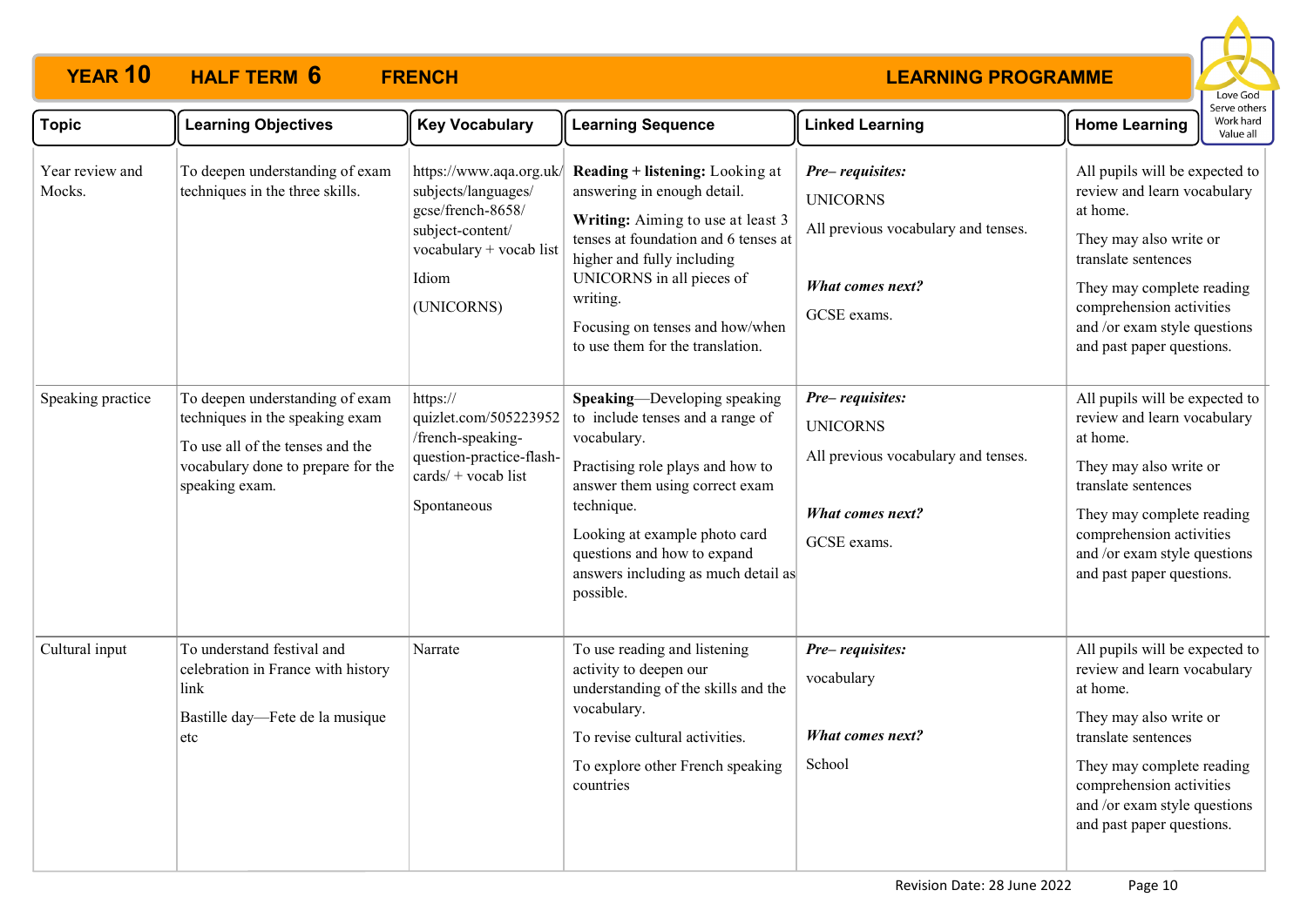# YEAR 10 HALF TERM 6 FRENCH LEARNING PROGRAMME

Love God
Serve others
Work hard
Value all

| Topic | Learning Objectives | Key Vocabulary | Learning Sequence | Linked Learning | Home Learning |
|---|---|---|---|---|---|
| Year review and Mocks. | To deepen understanding of exam techniques in the three skills. | https://www.aqa.org.uk/subjects/languages/gcse/french-8658/subject-content/vocabulary + vocab list<br><br>Idiom<br><br>(UNICORNS) | **Reading + listening:** Looking at answering in enough detail.<br><br>**Writing:** Aiming to use at least 3 tenses at foundation and 6 tenses at higher and fully including UNICORNS in all pieces of writing.<br><br>Focusing on tenses and how/when to use them for the translation. | ***Pre– requisites:***<br><br>UNICORNS<br><br>All previous vocabulary and tenses.<br><br>***What comes next?***<br><br>GCSE exams. | All pupils will be expected to review and learn vocabulary at home.<br><br>They may also write or translate sentences<br><br>They may complete reading comprehension activities and /or exam style questions and past paper questions. |
| Speaking practice | To deepen understanding of exam techniques in the speaking exam<br><br>To use all of the tenses and the vocabulary done to prepare for the speaking exam. | https://quizlet.com/505223952/french-speaking-question-practice-flash-cards/ + vocab list<br><br>Spontaneous | **Speaking**—Developing speaking to include tenses and a range of vocabulary.<br><br>Practising role plays and how to answer them using correct exam technique.<br><br>Looking at example photo card questions and how to expand answers including as much detail as possible. | ***Pre– requisites:***<br><br>UNICORNS<br><br>All previous vocabulary and tenses.<br><br>***What comes next?***<br><br>GCSE exams. | All pupils will be expected to review and learn vocabulary at home.<br><br>They may also write or translate sentences<br><br>They may complete reading comprehension activities and /or exam style questions and past paper questions. |
| Cultural input | To understand festival and celebration in France with history link<br><br>Bastille day—Fete de la musique etc | Narrate | To use reading and listening activity to deepen our understanding of the skills and the vocabulary.<br><br>To revise cultural activities.<br><br>To explore other French speaking countries | ***Pre– requisites:***<br><br>vocabulary<br><br>***What comes next?***<br><br>School | All pupils will be expected to review and learn vocabulary at home.<br><br>They may also write or translate sentences<br><br>They may complete reading comprehension activities and /or exam style questions and past paper questions. |

Revision Date: 28 June 2022